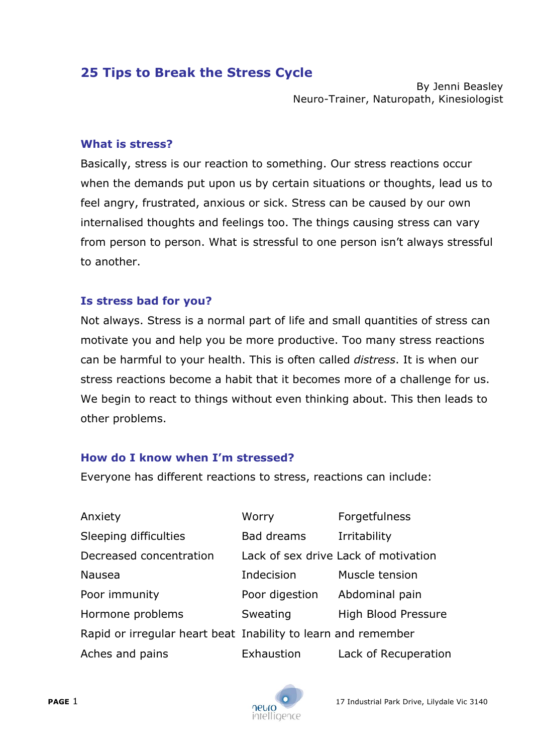# 25 Tips to Break the Stress Cycle

By Jenni Beasley
Neuro-Trainer, Naturopath, Kinesiologist

## What is stress?

Basically, stress is our reaction to something. Our stress reactions occur when the demands put upon us by certain situations or thoughts, lead us to feel angry, frustrated, anxious or sick. Stress can be caused by our own internalised thoughts and feelings too. The things causing stress can vary from person to person. What is stressful to one person isn't always stressful to another.

## Is stress bad for you?

Not always. Stress is a normal part of life and small quantities of stress can motivate you and help you be more productive. Too many stress reactions can be harmful to your health. This is often called *distress*. It is when our stress reactions become a habit that it becomes more of a challenge for us. We begin to react to things without even thinking about. This then leads to other problems.

## How do I know when I'm stressed?

Everyone has different reactions to stress, reactions can include:

| | | |
|---|---|---|
| Anxiety | Worry | Forgetfulness |
| Sleeping difficulties | Bad dreams | Irritability |
| Decreased concentration | Lack of sex drive | Lack of motivation |
| Nausea | Indecision | Muscle tension |
| Poor immunity | Poor digestion | Abdominal pain |
| Hormone problems | Sweating | High Blood Pressure |
| Rapid or irregular heart beat | Inability to learn and remember | |
| Aches and pains | Exhaustion | Lack of Recuperation |

17 Industrial Park Drive, Lilydale Vic 3140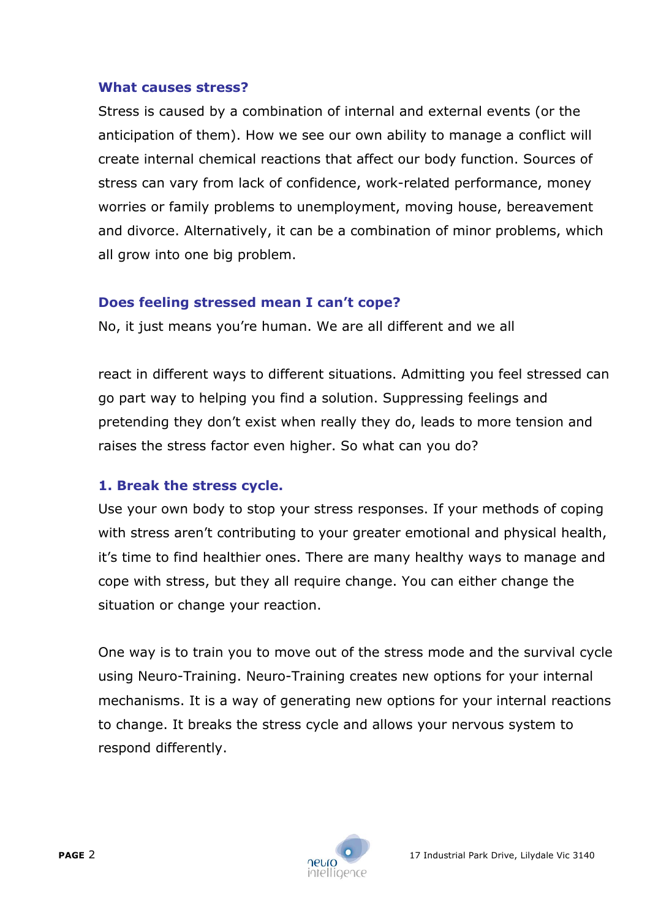### What causes stress?

Stress is caused by a combination of internal and external events (or the anticipation of them). How we see our own ability to manage a conflict will create internal chemical reactions that affect our body function. Sources of stress can vary from lack of confidence, work-related performance, money worries or family problems to unemployment, moving house, bereavement and divorce. Alternatively, it can be a combination of minor problems, which all grow into one big problem.

### Does feeling stressed mean I can't cope?

No, it just means you're human. We are all different and we all react in different ways to different situations. Admitting you feel stressed can go part way to helping you find a solution. Suppressing feelings and pretending they don't exist when really they do, leads to more tension and raises the stress factor even higher. So what can you do?

### 1. Break the stress cycle.

Use your own body to stop your stress responses. If your methods of coping with stress aren't contributing to your greater emotional and physical health, it's time to find healthier ones. There are many healthy ways to manage and cope with stress, but they all require change. You can either change the situation or change your reaction.

One way is to train you to move out of the stress mode and the survival cycle using Neuro-Training. Neuro-Training creates new options for your internal mechanisms. It is a way of generating new options for your internal reactions to change. It breaks the stress cycle and allows your nervous system to respond differently.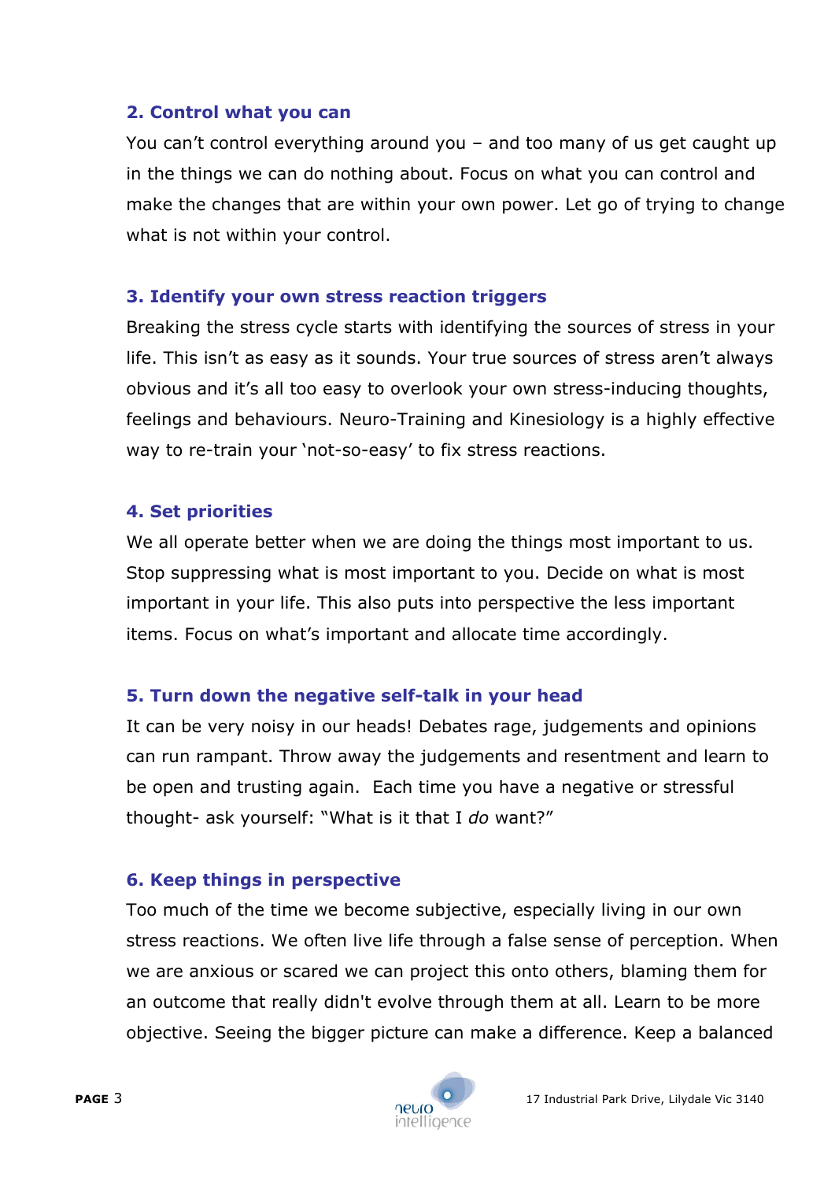### 2. Control what you can

You can't control everything around you – and too many of us get caught up in the things we can do nothing about. Focus on what you can control and make the changes that are within your own power. Let go of trying to change what is not within your control.

### 3. Identify your own stress reaction triggers

Breaking the stress cycle starts with identifying the sources of stress in your life. This isn't as easy as it sounds. Your true sources of stress aren't always obvious and it's all too easy to overlook your own stress-inducing thoughts, feelings and behaviours. Neuro-Training and Kinesiology is a highly effective way to re-train your 'not-so-easy' to fix stress reactions.

### 4. Set priorities

We all operate better when we are doing the things most important to us. Stop suppressing what is most important to you. Decide on what is most important in your life. This also puts into perspective the less important items. Focus on what's important and allocate time accordingly.

### 5. Turn down the negative self-talk in your head

It can be very noisy in our heads! Debates rage, judgements and opinions can run rampant. Throw away the judgements and resentment and learn to be open and trusting again. Each time you have a negative or stressful thought- ask yourself: "What is it that I *do* want?"

### 6. Keep things in perspective

Too much of the time we become subjective, especially living in our own stress reactions. We often live life through a false sense of perception. When we are anxious or scared we can project this onto others, blaming them for an outcome that really didn't evolve through them at all. Learn to be more objective. Seeing the bigger picture can make a difference. Keep a balanced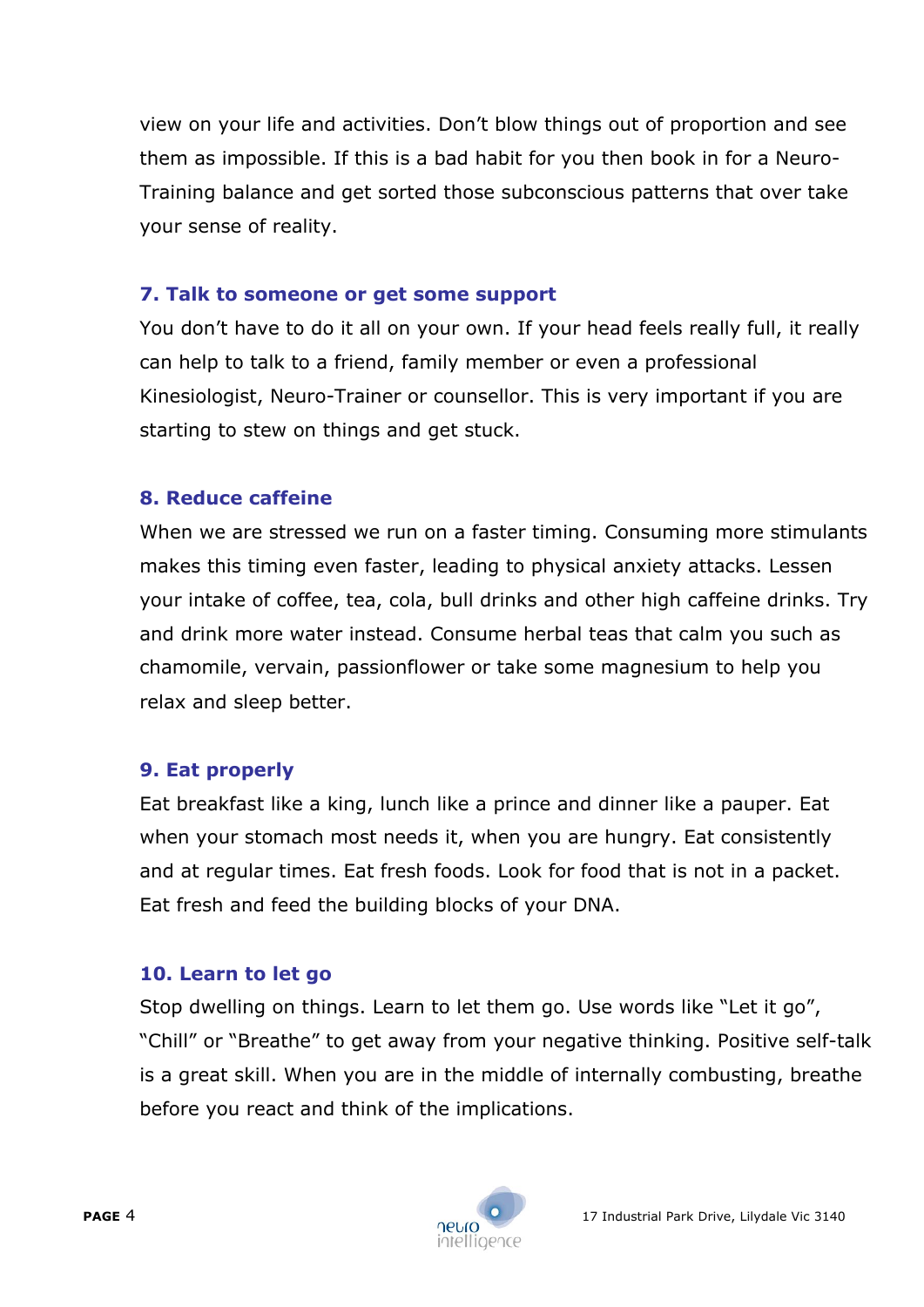view on your life and activities. Don't blow things out of proportion and see them as impossible. If this is a bad habit for you then book in for a Neuro-Training balance and get sorted those subconscious patterns that over take your sense of reality.

### 7. Talk to someone or get some support

You don't have to do it all on your own. If your head feels really full, it really can help to talk to a friend, family member or even a professional Kinesiologist, Neuro-Trainer or counsellor. This is very important if you are starting to stew on things and get stuck.

### 8. Reduce caffeine

When we are stressed we run on a faster timing. Consuming more stimulants makes this timing even faster, leading to physical anxiety attacks. Lessen your intake of coffee, tea, cola, bull drinks and other high caffeine drinks. Try and drink more water instead. Consume herbal teas that calm you such as chamomile, vervain, passionflower or take some magnesium to help you relax and sleep better.

### 9. Eat properly

Eat breakfast like a king, lunch like a prince and dinner like a pauper. Eat when your stomach most needs it, when you are hungry. Eat consistently and at regular times. Eat fresh foods. Look for food that is not in a packet. Eat fresh and feed the building blocks of your DNA.

### 10. Learn to let go

Stop dwelling on things. Learn to let them go. Use words like "Let it go", "Chill" or "Breathe" to get away from your negative thinking. Positive self-talk is a great skill. When you are in the middle of internally combusting, breathe before you react and think of the implications.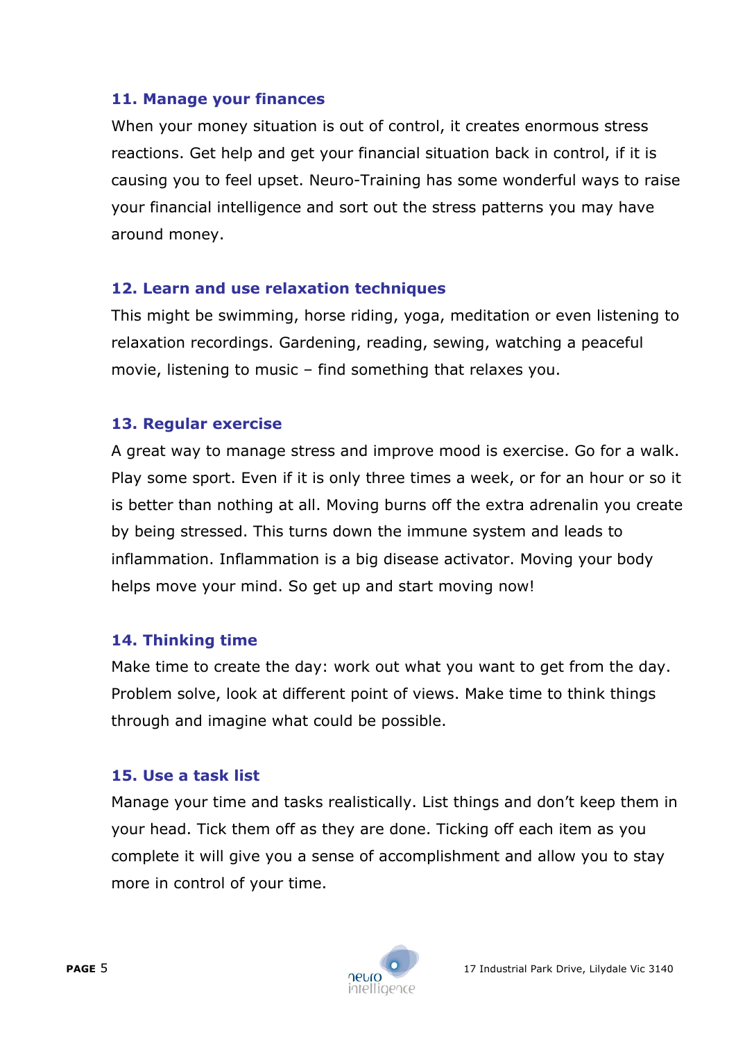### 11. Manage your finances

When your money situation is out of control, it creates enormous stress reactions. Get help and get your financial situation back in control, if it is causing you to feel upset. Neuro-Training has some wonderful ways to raise your financial intelligence and sort out the stress patterns you may have around money.

### 12. Learn and use relaxation techniques

This might be swimming, horse riding, yoga, meditation or even listening to relaxation recordings. Gardening, reading, sewing, watching a peaceful movie, listening to music – find something that relaxes you.

### 13. Regular exercise

A great way to manage stress and improve mood is exercise. Go for a walk. Play some sport. Even if it is only three times a week, or for an hour or so it is better than nothing at all. Moving burns off the extra adrenalin you create by being stressed. This turns down the immune system and leads to inflammation. Inflammation is a big disease activator. Moving your body helps move your mind. So get up and start moving now!

### 14. Thinking time

Make time to create the day: work out what you want to get from the day. Problem solve, look at different point of views. Make time to think things through and imagine what could be possible.

### 15. Use a task list

Manage your time and tasks realistically. List things and don't keep them in your head. Tick them off as they are done. Ticking off each item as you complete it will give you a sense of accomplishment and allow you to stay more in control of your time.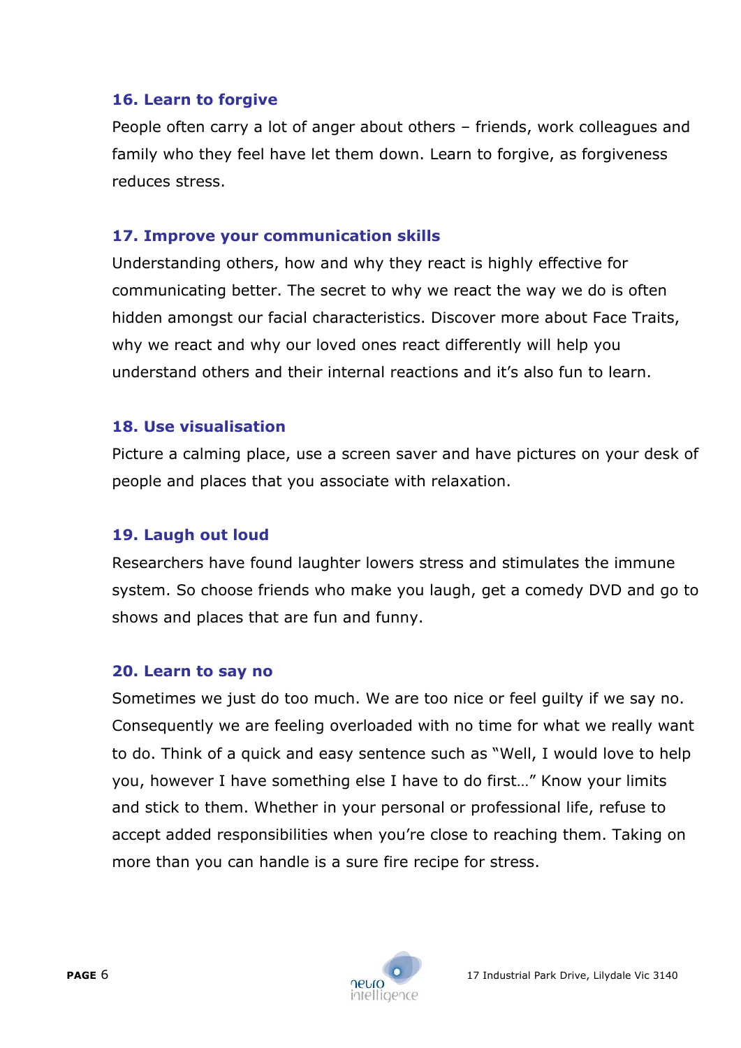### 16. Learn to forgive

People often carry a lot of anger about others – friends, work colleagues and family who they feel have let them down. Learn to forgive, as forgiveness reduces stress.

### 17. Improve your communication skills

Understanding others, how and why they react is highly effective for communicating better. The secret to why we react the way we do is often hidden amongst our facial characteristics. Discover more about Face Traits, why we react and why our loved ones react differently will help you understand others and their internal reactions and it's also fun to learn.

### 18. Use visualisation

Picture a calming place, use a screen saver and have pictures on your desk of people and places that you associate with relaxation.

### 19. Laugh out loud

Researchers have found laughter lowers stress and stimulates the immune system. So choose friends who make you laugh, get a comedy DVD and go to shows and places that are fun and funny.

### 20. Learn to say no

Sometimes we just do too much. We are too nice or feel guilty if we say no. Consequently we are feeling overloaded with no time for what we really want to do. Think of a quick and easy sentence such as "Well, I would love to help you, however I have something else I have to do first…" Know your limits and stick to them. Whether in your personal or professional life, refuse to accept added responsibilities when you're close to reaching them. Taking on more than you can handle is a sure fire recipe for stress.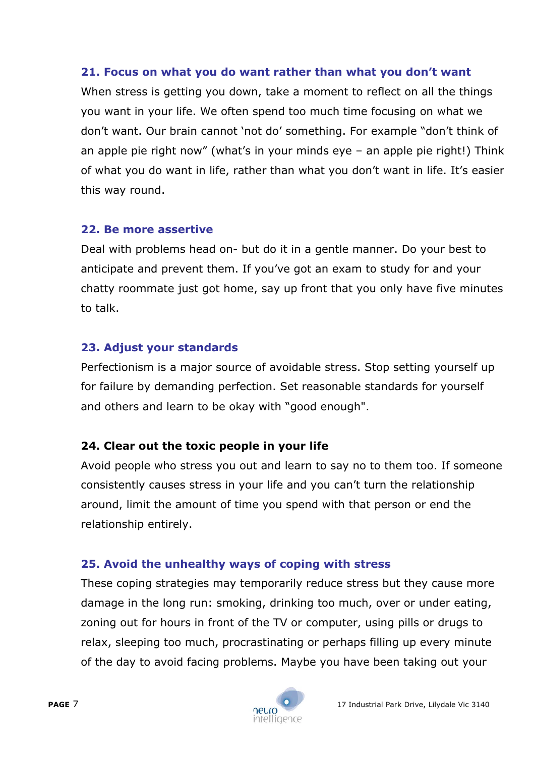### 21. Focus on what you do want rather than what you don't want

When stress is getting you down, take a moment to reflect on all the things you want in your life. We often spend too much time focusing on what we don't want. Our brain cannot 'not do' something. For example "don't think of an apple pie right now" (what's in your minds eye – an apple pie right!) Think of what you do want in life, rather than what you don't want in life. It's easier this way round.

### 22. Be more assertive

Deal with problems head on- but do it in a gentle manner. Do your best to anticipate and prevent them. If you've got an exam to study for and your chatty roommate just got home, say up front that you only have five minutes to talk.

### 23. Adjust your standards

Perfectionism is a major source of avoidable stress. Stop setting yourself up for failure by demanding perfection. Set reasonable standards for yourself and others and learn to be okay with "good enough".

### 24. Clear out the toxic people in your life

Avoid people who stress you out and learn to say no to them too. If someone consistently causes stress in your life and you can't turn the relationship around, limit the amount of time you spend with that person or end the relationship entirely.

### 25. Avoid the unhealthy ways of coping with stress

These coping strategies may temporarily reduce stress but they cause more damage in the long run: smoking, drinking too much, over or under eating, zoning out for hours in front of the TV or computer, using pills or drugs to relax, sleeping too much, procrastinating or perhaps filling up every minute of the day to avoid facing problems. Maybe you have been taking out your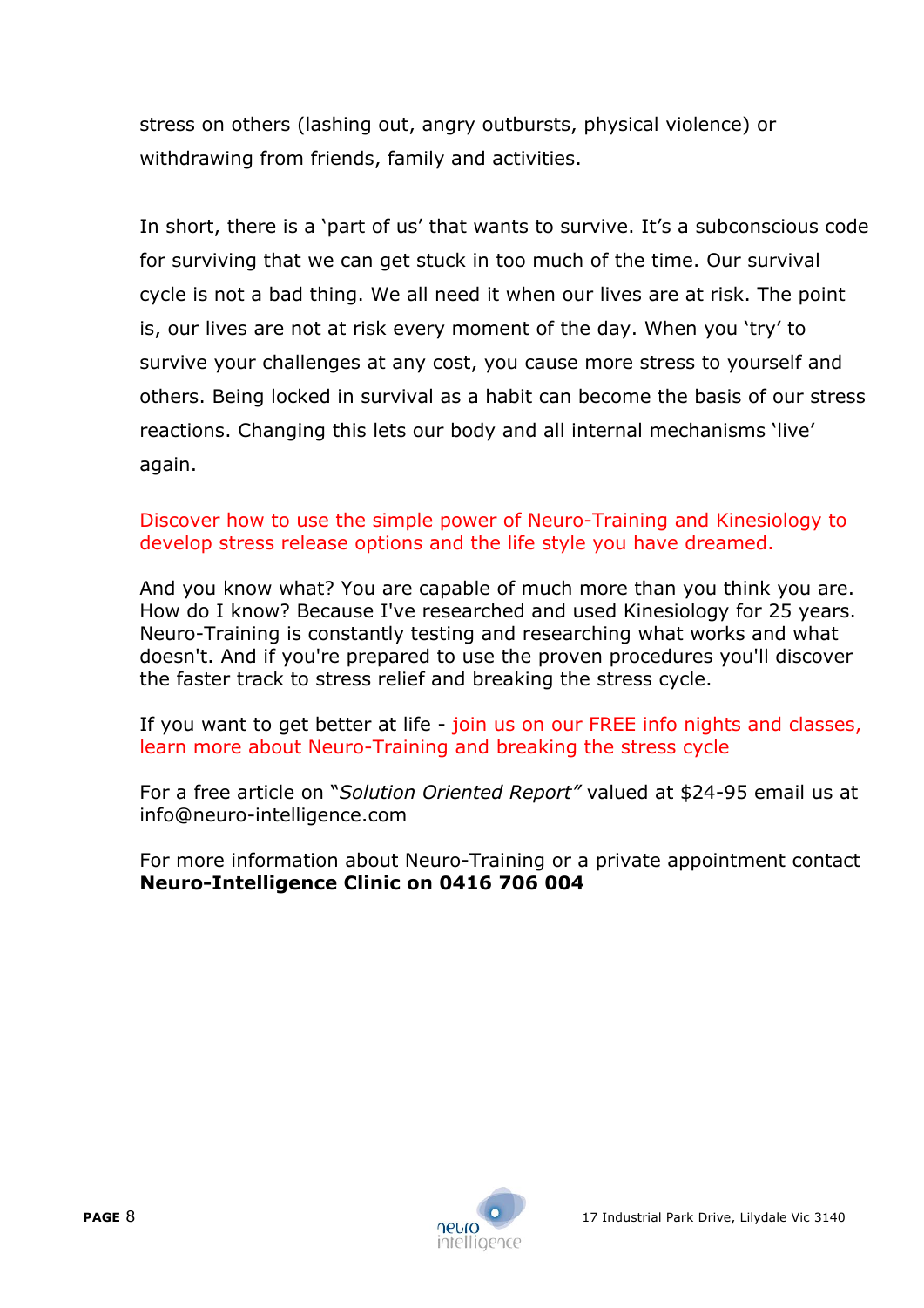stress on others (lashing out, angry outbursts, physical violence) or withdrawing from friends, family and activities.

In short, there is a 'part of us' that wants to survive. It's a subconscious code for surviving that we can get stuck in too much of the time. Our survival cycle is not a bad thing. We all need it when our lives are at risk. The point is, our lives are not at risk every moment of the day. When you 'try' to survive your challenges at any cost, you cause more stress to yourself and others. Being locked in survival as a habit can become the basis of our stress reactions. Changing this lets our body and all internal mechanisms 'live' again.

Discover how to use the simple power of Neuro-Training and Kinesiology to develop stress release options and the life style you have dreamed.

And you know what? You are capable of much more than you think you are. How do I know? Because I've researched and used Kinesiology for 25 years. Neuro-Training is constantly testing and researching what works and what doesn't. And if you're prepared to use the proven procedures you'll discover the faster track to stress relief and breaking the stress cycle.

If you want to get better at life - join us on our FREE info nights and classes, learn more about Neuro-Training and breaking the stress cycle

For a free article on "*Solution Oriented Report*" valued at $24-95 email us at info@neuro-intelligence.com

For more information about Neuro-Training or a private appointment contact **Neuro-Intelligence Clinic on 0416 706 004**